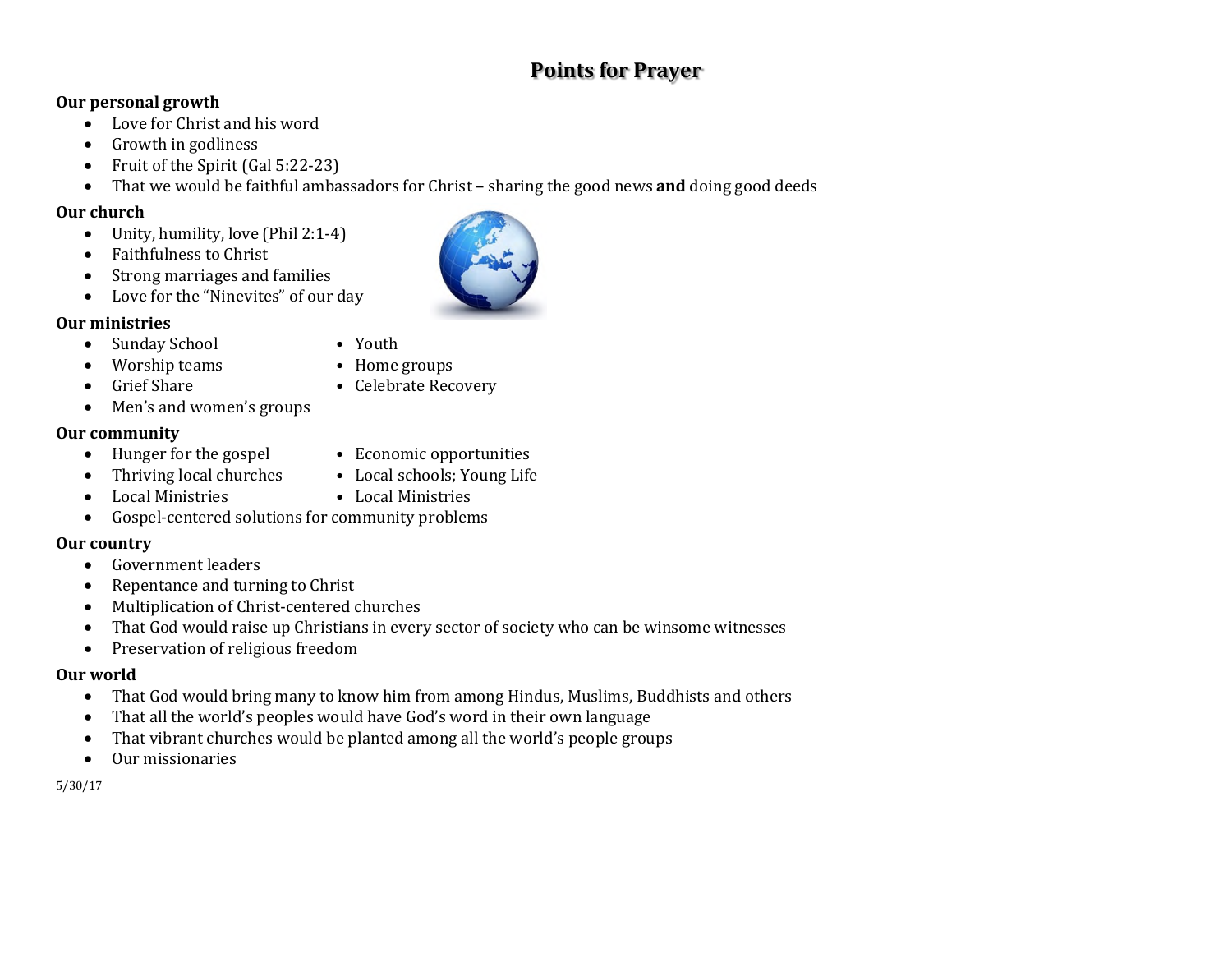# Points for Prayer

**Our personal growth**

- Love for Christ and his word
- Growth in godliness
- Fruit of the Spirit (Gal 5:22-23)
- That we would be faithful ambassadors for Christ – sharing the good news **and** doing good deeds

**Our church**

- Unity, humility, love (Phil 2:1-4)
- Faithfulness to Christ
- Strong marriages and families
- Love for the "Ninevites" of our day

**Our ministries**

- Sunday School
- Worship teams
- Grief Share
- Men's and women's groups
- Youth
- Home groups
- Celebrate Recovery

**Our community**

- Hunger for the gospel
- Thriving local churches
- Local Ministries
- Gospel-centered solutions for community problems
- Economic opportunities
- Local schools; Young Life
- Local Ministries

**Our country**

- Government leaders
- Repentance and turning to Christ
- Multiplication of Christ-centered churches
- That God would raise up Christians in every sector of society who can be winsome witnesses
- Preservation of religious freedom

**Our world**

- That God would bring many to know him from among Hindus, Muslims, Buddhists and others
- That all the world's peoples would have God's word in their own language
- That vibrant churches would be planted among all the world's people groups
- Our missionaries

5/30/17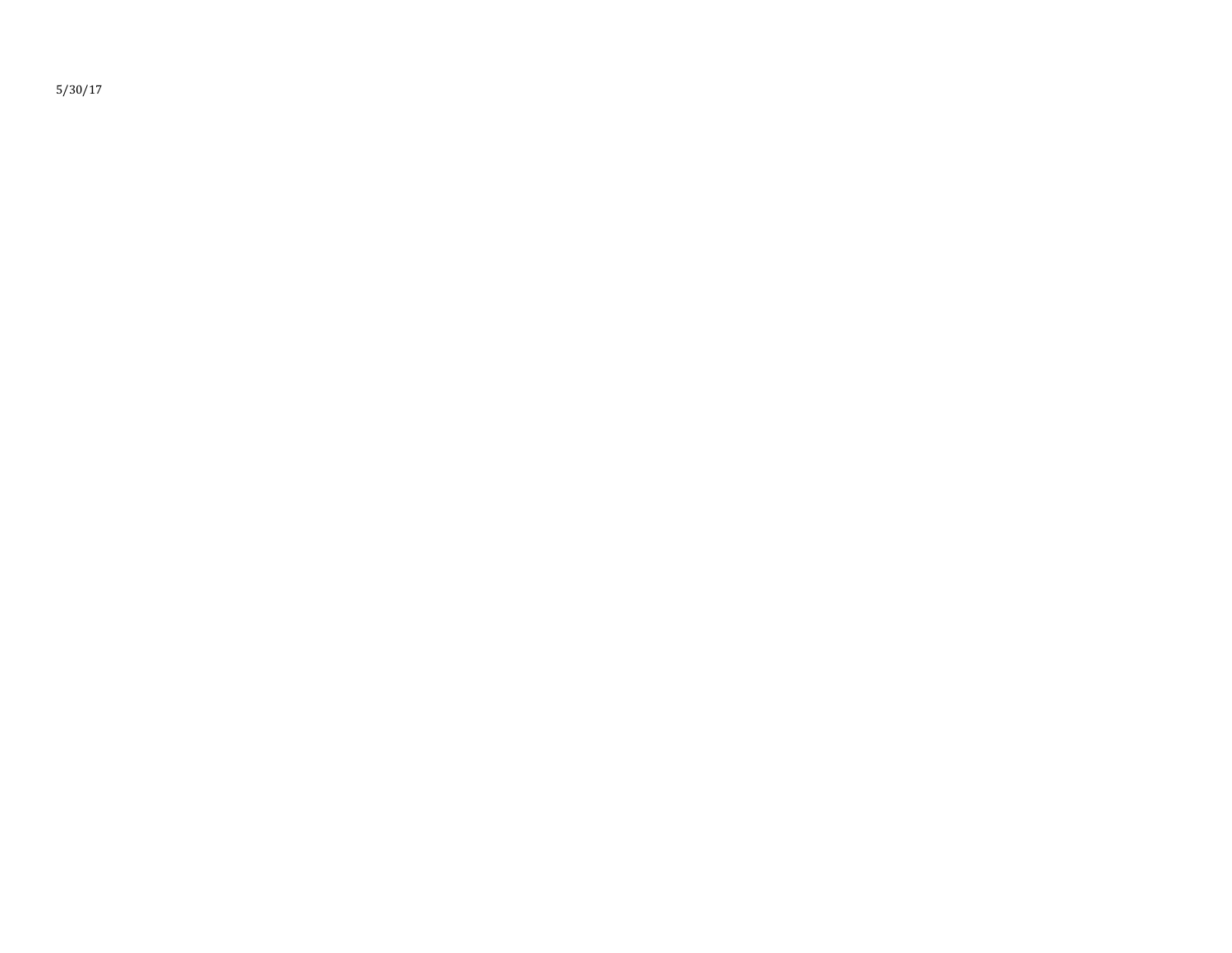5/30/17